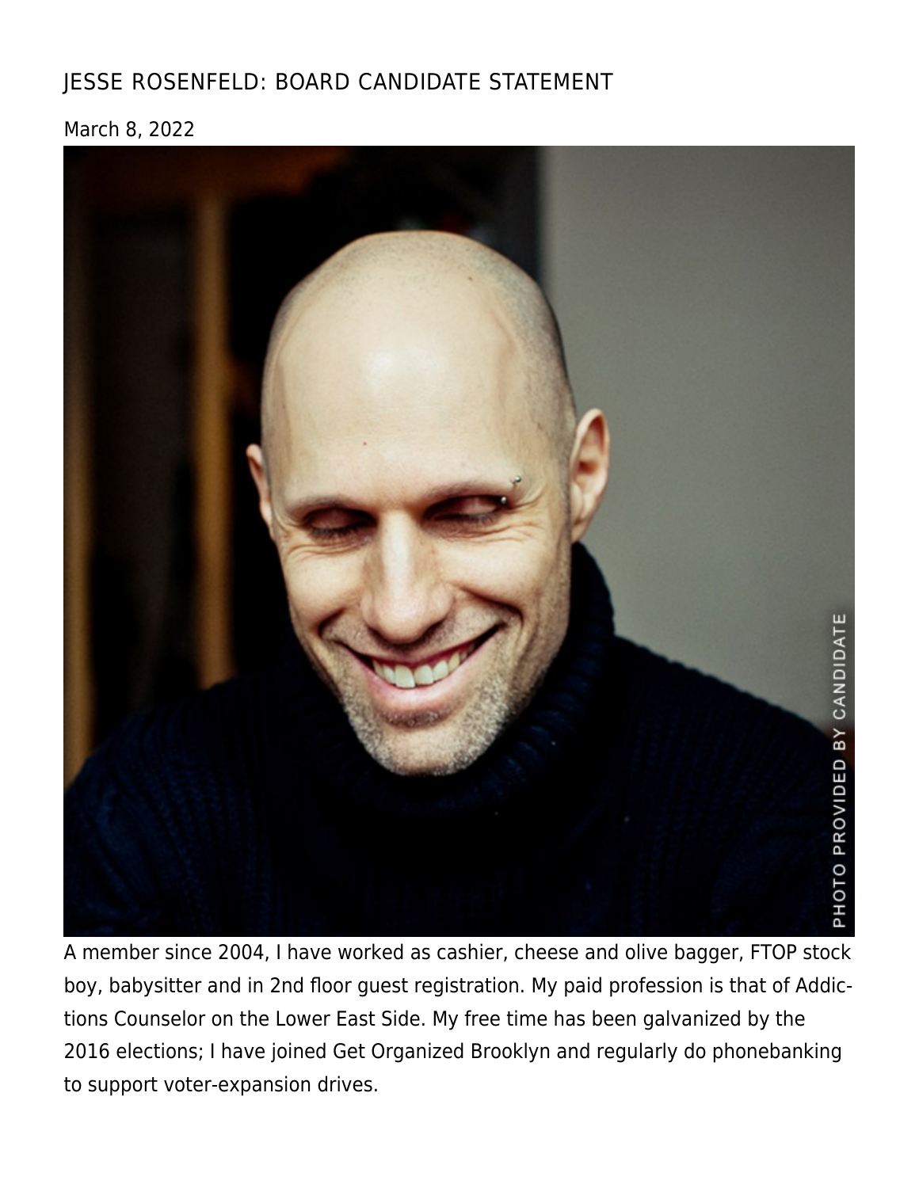# JESSE ROSENFELD: BOARD CANDIDATE STATEMENT

March 8, 2022

PHOTO PROVIDED BY CANDIDATE

A member since 2004, I have worked as cashier, cheese and olive bagger, FTOP stock boy, babysitter and in 2nd floor guest registration. My paid profession is that of Addictions Counselor on the Lower East Side. My free time has been galvanized by the 2016 elections; I have joined Get Organized Brooklyn and regularly do phonebanking to support voter-expansion drives.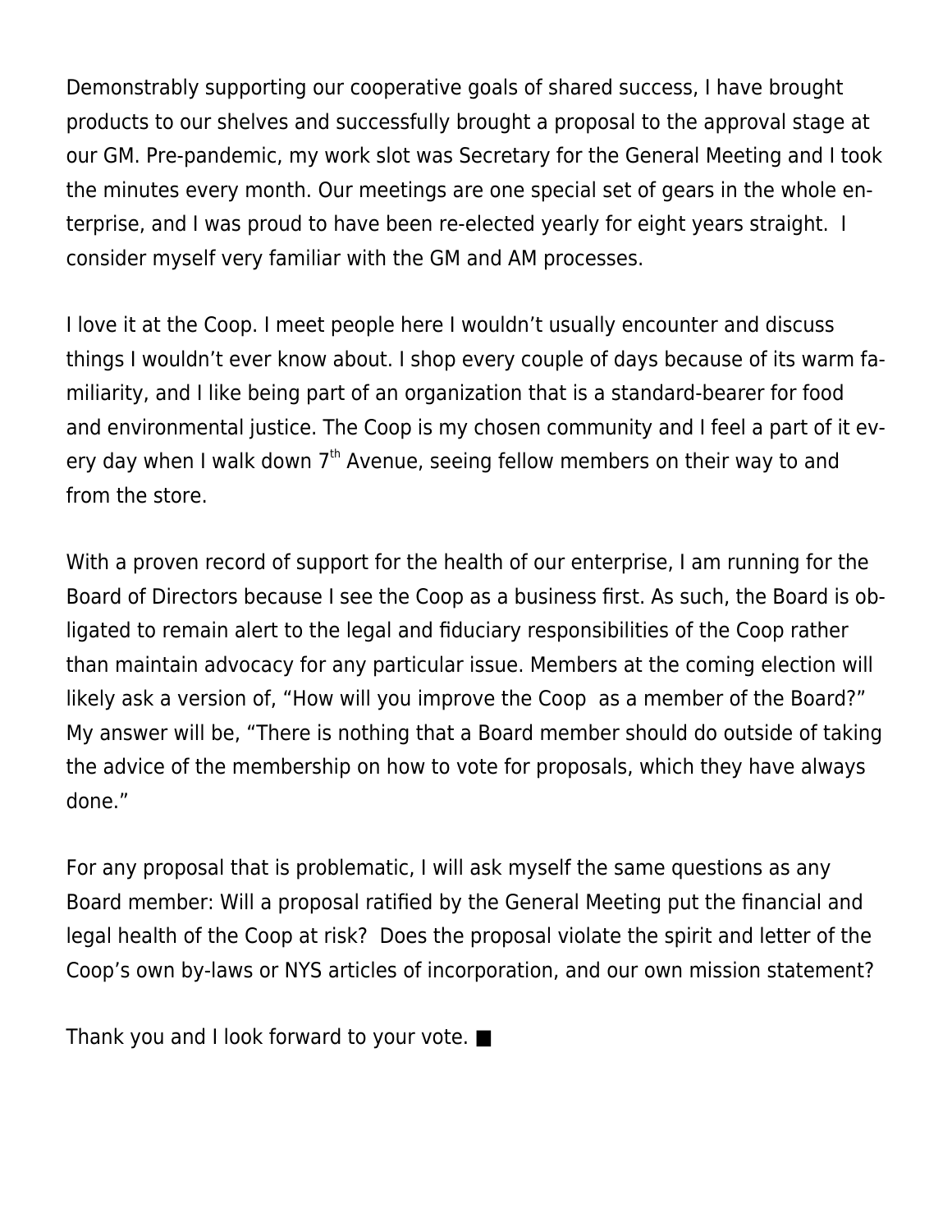Demonstrably supporting our cooperative goals of shared success, I have brought products to our shelves and successfully brought a proposal to the approval stage at our GM. Pre-pandemic, my work slot was Secretary for the General Meeting and I took the minutes every month. Our meetings are one special set of gears in the whole enterprise, and I was proud to have been re-elected yearly for eight years straight. I consider myself very familiar with the GM and AM processes.

I love it at the Coop. I meet people here I wouldn't usually encounter and discuss things I wouldn't ever know about. I shop every couple of days because of its warm familiarity, and I like being part of an organization that is a standard-bearer for food and environmental justice. The Coop is my chosen community and I feel a part of it every day when I walk down 7th Avenue, seeing fellow members on their way to and from the store.

With a proven record of support for the health of our enterprise, I am running for the Board of Directors because I see the Coop as a business first. As such, the Board is obligated to remain alert to the legal and fiduciary responsibilities of the Coop rather than maintain advocacy for any particular issue. Members at the coming election will likely ask a version of, "How will you improve the Coop as a member of the Board?" My answer will be, "There is nothing that a Board member should do outside of taking the advice of the membership on how to vote for proposals, which they have always done."

For any proposal that is problematic, I will ask myself the same questions as any Board member: Will a proposal ratified by the General Meeting put the financial and legal health of the Coop at risk? Does the proposal violate the spirit and letter of the Coop's own by-laws or NYS articles of incorporation, and our own mission statement?

Thank you and I look forward to your vote. ■